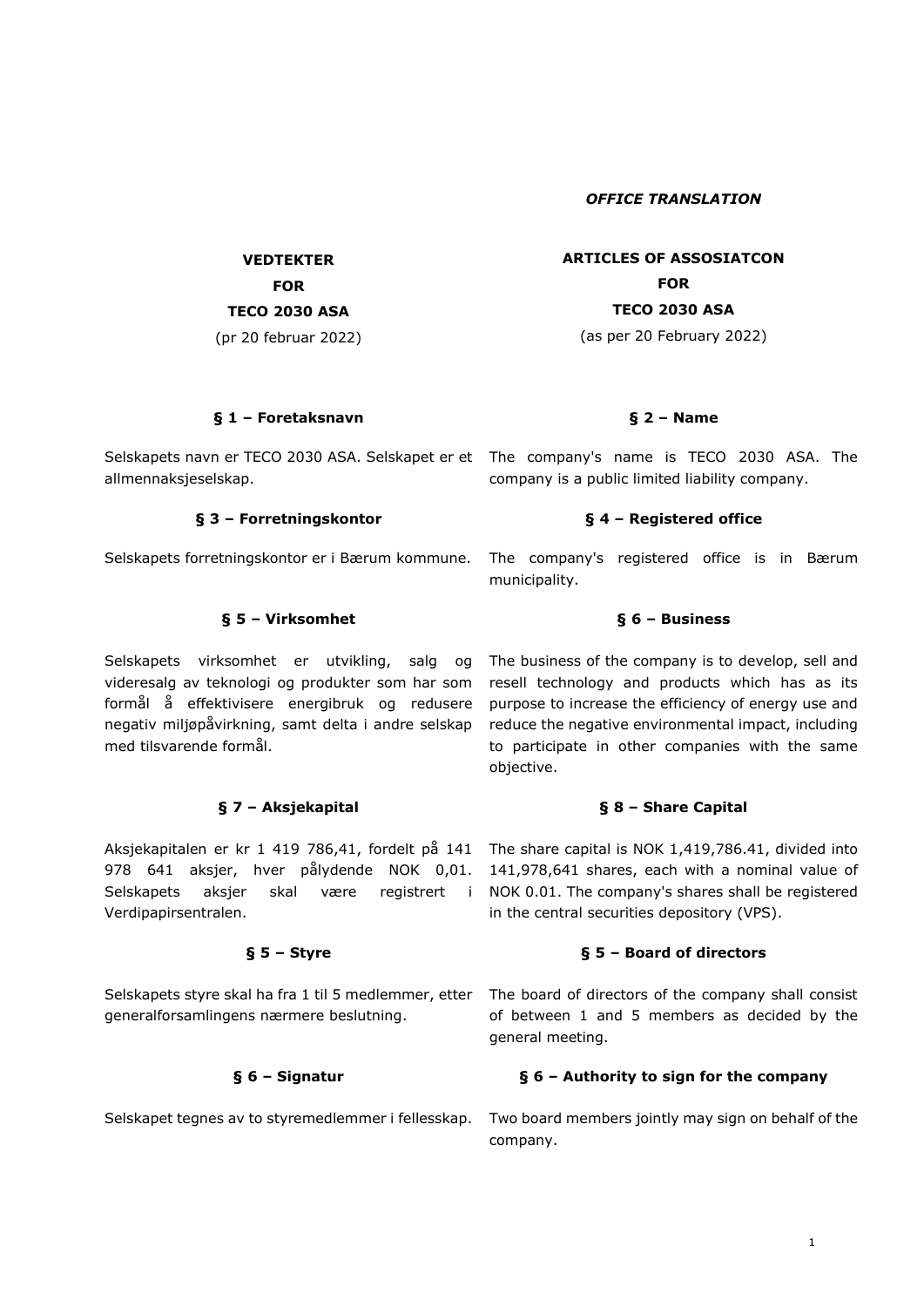*OFFICE TRANSLATION*

**VEDTEKTER**

**FOR**

**TECO 2030 ASA**

(pr 20 februar 2022)

**§ 1 – Foretaksnavn**

Selskapets navn er TECO 2030 ASA. Selskapet er et allmennaksjeselskap.

**§ 3 – Forretningskontor**

Selskapets forretningskontor er i Bærum kommune.

**§ 5 – Virksomhet**

Selskapets virksomhet er utvikling, salg og videresalg av teknologi og produkter som har som formål å effektivisere energibruk og redusere negativ miljøpåvirkning, samt delta i andre selskap med tilsvarende formål.

**§ 7 – Aksjekapital**

Aksjekapitalen er kr 1 419 786,41, fordelt på 141 978 641 aksjer, hver pålydende NOK 0,01. Selskapets aksjer skal være registrert i Verdipapirsentralen.

**§ 5 – Styre**

Selskapets styre skal ha fra 1 til 5 medlemmer, etter generalforsamlingens nærmere beslutning.

**§ 6 – Signatur**

Selskapet tegnes av to styremedlemmer i fellesskap.

**ARTICLES OF ASSOSIATCON**

**FOR**

**TECO 2030 ASA**

(as per 20 February 2022)

**§ 2 – Name**

The company's name is TECO 2030 ASA. The company is a public limited liability company.

**§ 4 – Registered office**

The company's registered office is in Bærum municipality.

**§ 6 – Business**

The business of the company is to develop, sell and resell technology and products which has as its purpose to increase the efficiency of energy use and reduce the negative environmental impact, including to participate in other companies with the same objective.

**§ 8 – Share Capital**

The share capital is NOK 1,419,786.41, divided into 141,978,641 shares, each with a nominal value of NOK 0.01. The company's shares shall be registered in the central securities depository (VPS).

**§ 5 – Board of directors**

The board of directors of the company shall consist of between 1 and 5 members as decided by the general meeting.

**§ 6 – Authority to sign for the company**

Two board members jointly may sign on behalf of the company.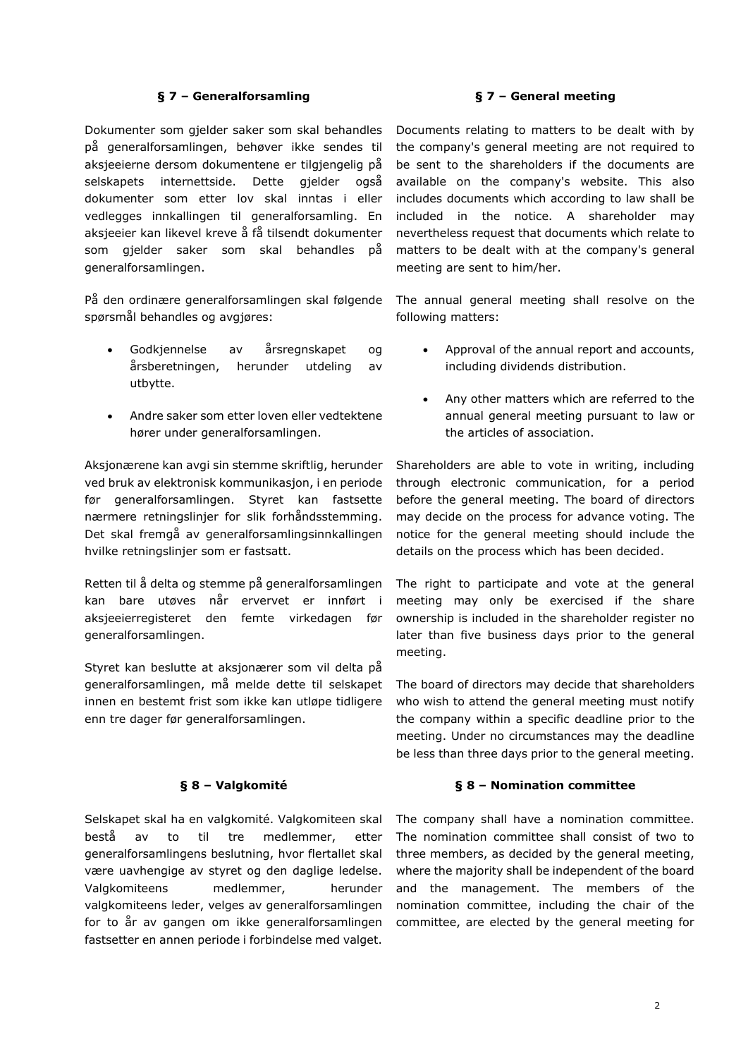## § 7 – Generalforsamling

Dokumenter som gjelder saker som skal behandles på generalforsamlingen, behøver ikke sendes til aksjeeierne dersom dokumentene er tilgjengelig på selskapets internettside. Dette gjelder også dokumenter som etter lov skal inntas i eller vedlegges innkallingen til generalforsamling. En aksjeeier kan likevel kreve å få tilsendt dokumenter som gjelder saker som skal behandles på generalforsamlingen.

På den ordinære generalforsamlingen skal følgende spørsmål behandles og avgjøres:

- Godkjennelse av årsregnskapet og årsberetningen, herunder utdeling av utbytte.
- Andre saker som etter loven eller vedtektene hører under generalforsamlingen.

Aksjonærene kan avgi sin stemme skriftlig, herunder ved bruk av elektronisk kommunikasjon, i en periode før generalforsamlingen. Styret kan fastsette nærmere retningslinjer for slik forhåndsstemming. Det skal fremgå av generalforsamlingsinnkallingen hvilke retningslinjer som er fastsatt.

Retten til å delta og stemme på generalforsamlingen kan bare utøves når ervervet er innført i aksjeeierregisteret den femte virkedagen før generalforsamlingen.

Styret kan beslutte at aksjonærer som vil delta på generalforsamlingen, må melde dette til selskapet innen en bestemt frist som ikke kan utløpe tidligere enn tre dager før generalforsamlingen.

## § 7 – General meeting

Documents relating to matters to be dealt with by the company's general meeting are not required to be sent to the shareholders if the documents are available on the company's website. This also includes documents which according to law shall be included in the notice. A shareholder may nevertheless request that documents which relate to matters to be dealt with at the company's general meeting are sent to him/her.

The annual general meeting shall resolve on the following matters:

- Approval of the annual report and accounts, including dividends distribution.
- Any other matters which are referred to the annual general meeting pursuant to law or the articles of association.

Shareholders are able to vote in writing, including through electronic communication, for a period before the general meeting. The board of directors may decide on the process for advance voting. The notice for the general meeting should include the details on the process which has been decided.

The right to participate and vote at the general meeting may only be exercised if the share ownership is included in the shareholder register no later than five business days prior to the general meeting.

The board of directors may decide that shareholders who wish to attend the general meeting must notify the company within a specific deadline prior to the meeting. Under no circumstances may the deadline be less than three days prior to the general meeting.

## § 8 – Valgkomité

Selskapet skal ha en valgkomité. Valgkomiteen skal bestå av to til tre medlemmer, etter generalforsamlingens beslutning, hvor flertallet skal være uavhengige av styret og den daglige ledelse. Valgkomiteens medlemmer, herunder valgkomiteens leder, velges av generalforsamlingen for to år av gangen om ikke generalforsamlingen fastsetter en annen periode i forbindelse med valget.

## § 8 – Nomination committee

The company shall have a nomination committee. The nomination committee shall consist of two to three members, as decided by the general meeting, where the majority shall be independent of the board and the management. The members of the nomination committee, including the chair of the committee, are elected by the general meeting for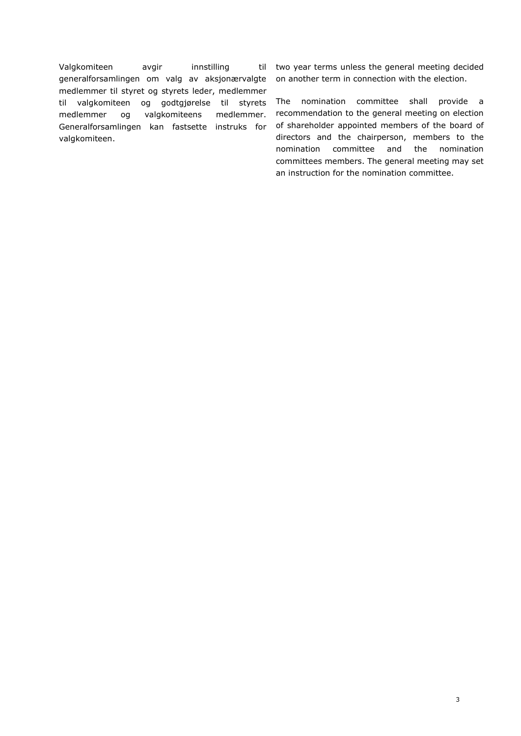Valgkomiteen avgir innstilling til generalforsamlingen om valg av aksjonærvalgte medlemmer til styret og styrets leder, medlemmer til valgkomiteen og godtgjørelse til styrets medlemmer og valgkomiteens medlemmer. Generalforsamlingen kan fastsette instruks for valgkomiteen.

two year terms unless the general meeting decided on another term in connection with the election.

The nomination committee shall provide a recommendation to the general meeting on election of shareholder appointed members of the board of directors and the chairperson, members to the nomination committee and the nomination committees members. The general meeting may set an instruction for the nomination committee.